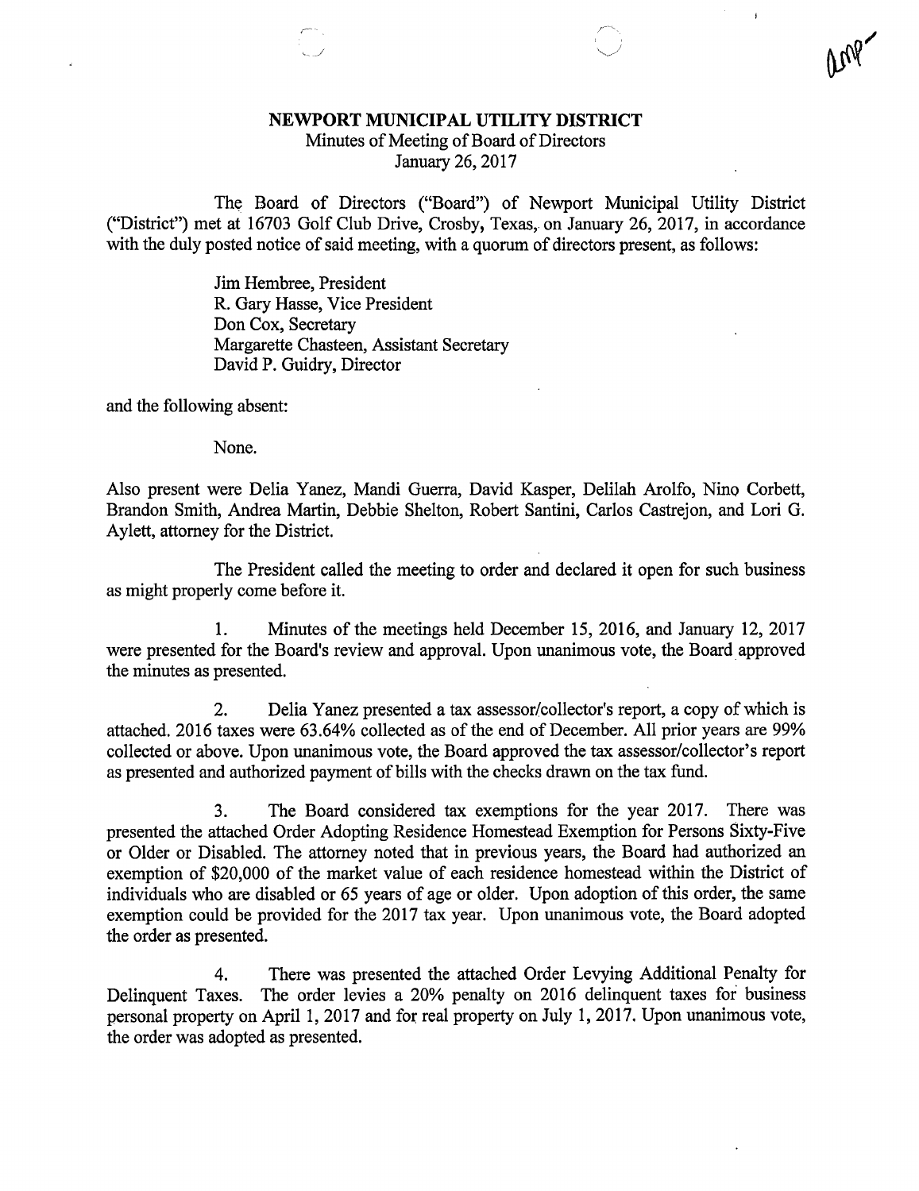# NEWPORT MUNICIPAL UTILITY DISTRICT

Minutes of Meeting of Board of Directors
January 26, 2017

The Board of Directors ("Board") of Newport Municipal Utility District ("District") met at 16703 Golf Club Drive, Crosby, Texas, on January 26, 2017, in accordance with the duly posted notice of said meeting, with a quorum of directors present, as follows:

Jim Hembree, President
R. Gary Hasse, Vice President
Don Cox, Secretary
Margarette Chasteen, Assistant Secretary
David P. Guidry, Director

and the following absent:

None.

Also present were Delia Yanez, Mandi Guerra, David Kasper, Delilah Arolfo, Nino Corbett, Brandon Smith, Andrea Martin, Debbie Shelton, Robert Santini, Carlos Castrejon, and Lori G. Aylett, attorney for the District.

The President called the meeting to order and declared it open for such business as might properly come before it.

1. Minutes of the meetings held December 15, 2016, and January 12, 2017 were presented for the Board's review and approval. Upon unanimous vote, the Board approved the minutes as presented.

2. Delia Yanez presented a tax assessor/collector's report, a copy of which is attached. 2016 taxes were 63.64% collected as of the end of December. All prior years are 99% collected or above. Upon unanimous vote, the Board approved the tax assessor/collector's report as presented and authorized payment of bills with the checks drawn on the tax fund.

3. The Board considered tax exemptions for the year 2017. There was presented the attached Order Adopting Residence Homestead Exemption for Persons Sixty-Five or Older or Disabled. The attorney noted that in previous years, the Board had authorized an exemption of $20,000 of the market value of each residence homestead within the District of individuals who are disabled or 65 years of age or older. Upon adoption of this order, the same exemption could be provided for the 2017 tax year. Upon unanimous vote, the Board adopted the order as presented.

4. There was presented the attached Order Levying Additional Penalty for Delinquent Taxes. The order levies a 20% penalty on 2016 delinquent taxes for business personal property on April 1, 2017 and for real property on July 1, 2017. Upon unanimous vote, the order was adopted as presented.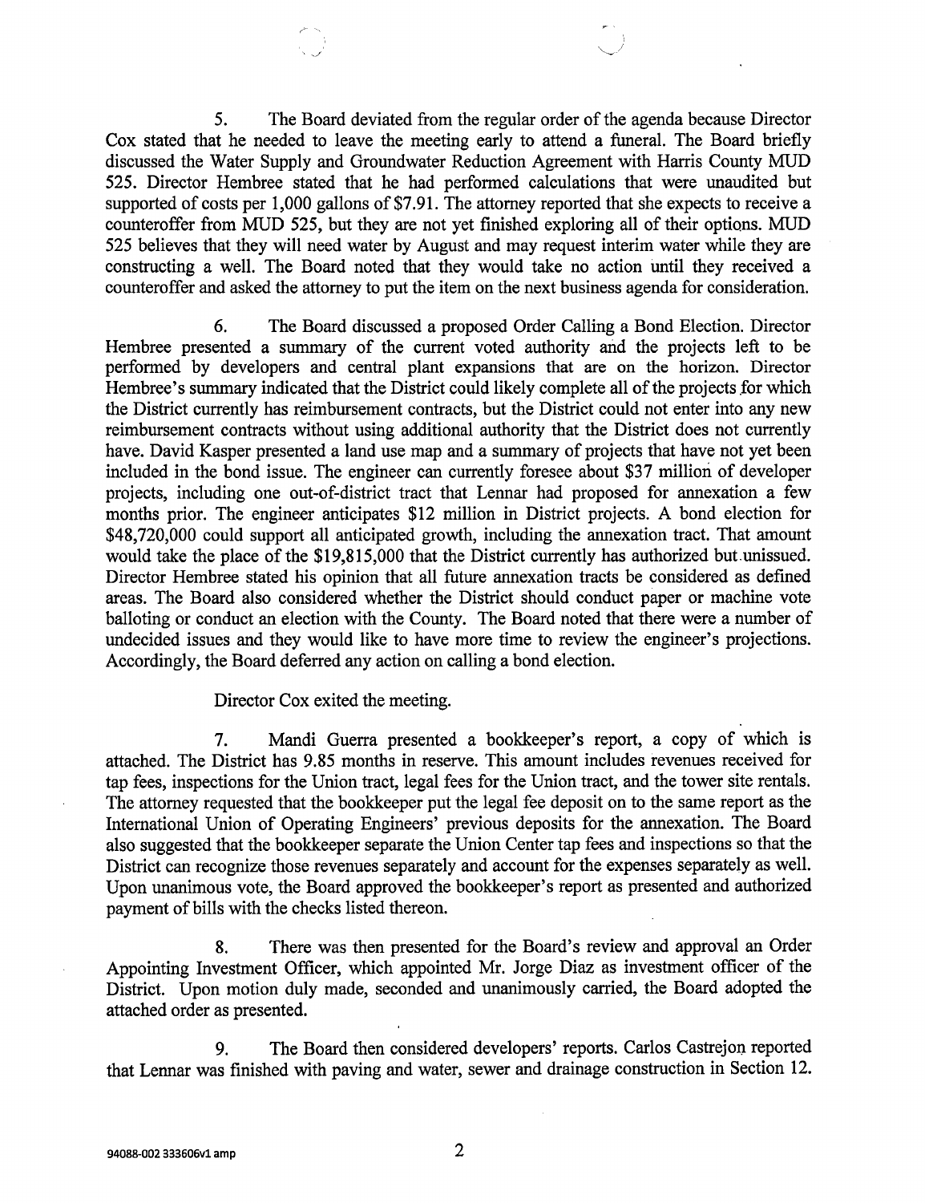5. The Board deviated from the regular order of the agenda because Director Cox stated that he needed to leave the meeting early to attend a funeral. The Board briefly discussed the Water Supply and Groundwater Reduction Agreement with Harris County MUD 525. Director Hembree stated that he had performed calculations that were unaudited but supported of costs per 1,000 gallons of $7.91. The attorney reported that she expects to receive a counteroffer from MUD 525, but they are not yet finished exploring all of their options. MUD 525 believes that they will need water by August and may request interim water while they are constructing a well. The Board noted that they would take no action until they received a counteroffer and asked the attorney to put the item on the next business agenda for consideration.

6. The Board discussed a proposed Order Calling a Bond Election. Director Hembree presented a summary of the current voted authority and the projects left to be performed by developers and central plant expansions that are on the horizon. Director Hembree's summary indicated that the District could likely complete all of the projects for which the District currently has reimbursement contracts, but the District could not enter into any new reimbursement contracts without using additional authority that the District does not currently have. David Kasper presented a land use map and a summary of projects that have not yet been included in the bond issue. The engineer can currently foresee about $37 million of developer projects, including one out-of-district tract that Lennar had proposed for annexation a few months prior. The engineer anticipates $12 million in District projects. A bond election for $48,720,000 could support all anticipated growth, including the annexation tract. That amount would take the place of the $19,815,000 that the District currently has authorized but unissued. Director Hembree stated his opinion that all future annexation tracts be considered as defined areas. The Board also considered whether the District should conduct paper or machine vote balloting or conduct an election with the County. The Board noted that there were a number of undecided issues and they would like to have more time to review the engineer's projections. Accordingly, the Board deferred any action on calling a bond election.

Director Cox exited the meeting.

7. Mandi Guerra presented a bookkeeper's report, a copy of which is attached. The District has 9.85 months in reserve. This amount includes revenues received for tap fees, inspections for the Union tract, legal fees for the Union tract, and the tower site rentals. The attorney requested that the bookkeeper put the legal fee deposit on to the same report as the International Union of Operating Engineers' previous deposits for the annexation. The Board also suggested that the bookkeeper separate the Union Center tap fees and inspections so that the District can recognize those revenues separately and account for the expenses separately as well. Upon unanimous vote, the Board approved the bookkeeper's report as presented and authorized payment of bills with the checks listed thereon.

8. There was then presented for the Board's review and approval an Order Appointing Investment Officer, which appointed Mr. Jorge Diaz as investment officer of the District. Upon motion duly made, seconded and unanimously carried, the Board adopted the attached order as presented.

9. The Board then considered developers' reports. Carlos Castrejon reported that Lennar was finished with paving and water, sewer and drainage construction in Section 12.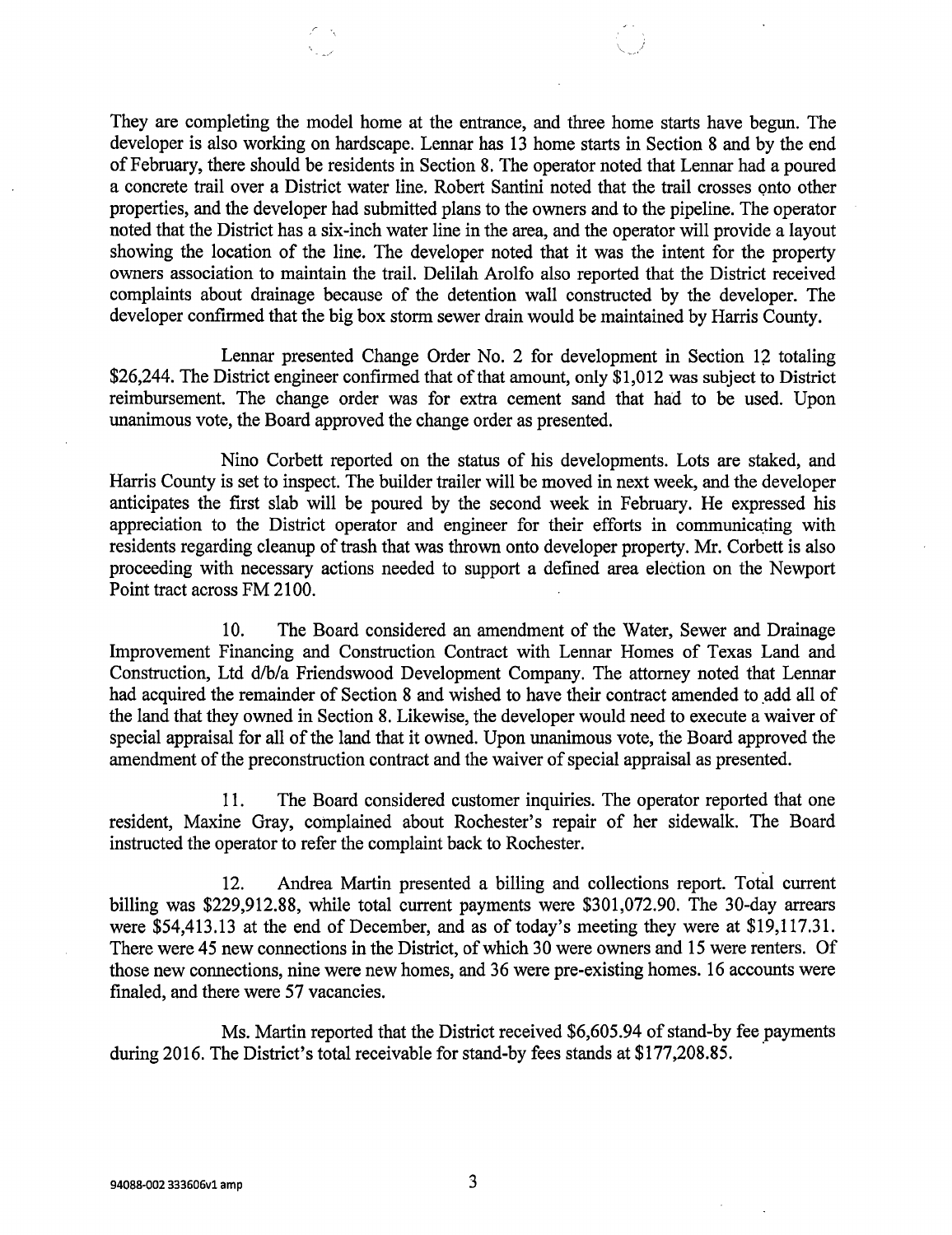They are completing the model home at the entrance, and three home starts have begun. The developer is also working on hardscape. Lennar has 13 home starts in Section 8 and by the end of February, there should be residents in Section 8. The operator noted that Lennar had a poured a concrete trail over a District water line. Robert Santini noted that the trail crosses onto other properties, and the developer had submitted plans to the owners and to the pipeline. The operator noted that the District has a six-inch water line in the area, and the operator will provide a layout showing the location of the line. The developer noted that it was the intent for the property owners association to maintain the trail. Delilah Arolfo also reported that the District received complaints about drainage because of the detention wall constructed by the developer. The developer confirmed that the big box storm sewer drain would be maintained by Harris County.

Lennar presented Change Order No. 2 for development in Section 12 totaling $26,244. The District engineer confirmed that of that amount, only $1,012 was subject to District reimbursement. The change order was for extra cement sand that had to be used. Upon unanimous vote, the Board approved the change order as presented.

Nino Corbett reported on the status of his developments. Lots are staked, and Harris County is set to inspect. The builder trailer will be moved in next week, and the developer anticipates the first slab will be poured by the second week in February. He expressed his appreciation to the District operator and engineer for their efforts in communicating with residents regarding cleanup of trash that was thrown onto developer property. Mr. Corbett is also proceeding with necessary actions needed to support a defined area election on the Newport Point tract across FM 2100.

10. The Board considered an amendment of the Water, Sewer and Drainage Improvement Financing and Construction Contract with Lennar Homes of Texas Land and Construction, Ltd d/b/a Friendswood Development Company. The attorney noted that Lennar had acquired the remainder of Section 8 and wished to have their contract amended to add all of the land that they owned in Section 8. Likewise, the developer would need to execute a waiver of special appraisal for all of the land that it owned. Upon unanimous vote, the Board approved the amendment of the preconstruction contract and the waiver of special appraisal as presented.

11. The Board considered customer inquiries. The operator reported that one resident, Maxine Gray, complained about Rochester's repair of her sidewalk. The Board instructed the operator to refer the complaint back to Rochester.

12. Andrea Martin presented a billing and collections report. Total current billing was $229,912.88, while total current payments were $301,072.90. The 30-day arrears were $54,413.13 at the end of December, and as of today's meeting they were at $19,117.31. There were 45 new connections in the District, of which 30 were owners and 15 were renters. Of those new connections, nine were new homes, and 36 were pre-existing homes. 16 accounts were finaled, and there were 57 vacancies.

Ms. Martin reported that the District received $6,605.94 of stand-by fee payments during 2016. The District's total receivable for stand-by fees stands at $177,208.85.

94088-002 333606v1 amp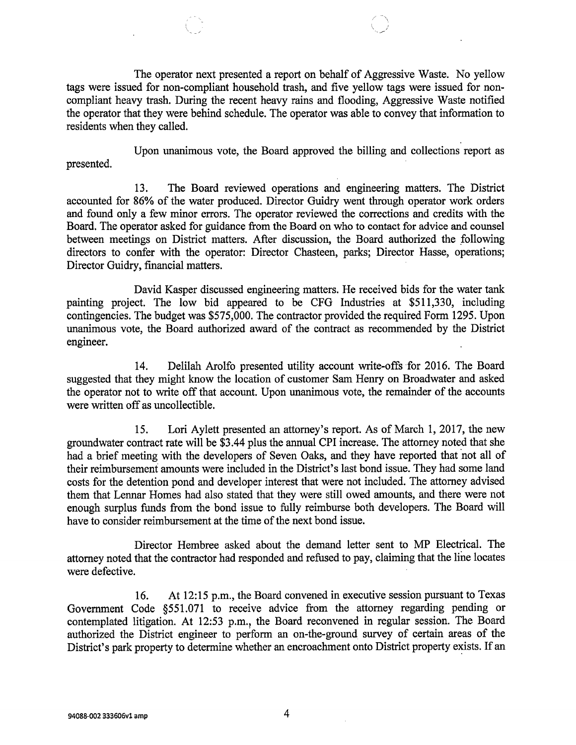The operator next presented a report on behalf of Aggressive Waste. No yellow tags were issued for non-compliant household trash, and five yellow tags were issued for non-compliant heavy trash. During the recent heavy rains and flooding, Aggressive Waste notified the operator that they were behind schedule. The operator was able to convey that information to residents when they called.

Upon unanimous vote, the Board approved the billing and collections report as presented.

13. The Board reviewed operations and engineering matters. The District accounted for 86% of the water produced. Director Guidry went through operator work orders and found only a few minor errors. The operator reviewed the corrections and credits with the Board. The operator asked for guidance from the Board on who to contact for advice and counsel between meetings on District matters. After discussion, the Board authorized the following directors to confer with the operator: Director Chasteen, parks; Director Hasse, operations; Director Guidry, financial matters.

David Kasper discussed engineering matters. He received bids for the water tank painting project. The low bid appeared to be CFG Industries at $511,330, including contingencies. The budget was $575,000. The contractor provided the required Form 1295. Upon unanimous vote, the Board authorized award of the contract as recommended by the District engineer.

14. Delilah Arolfo presented utility account write-offs for 2016. The Board suggested that they might know the location of customer Sam Henry on Broadwater and asked the operator not to write off that account. Upon unanimous vote, the remainder of the accounts were written off as uncollectible.

15. Lori Aylett presented an attorney's report. As of March 1, 2017, the new groundwater contract rate will be $3.44 plus the annual CPI increase. The attorney noted that she had a brief meeting with the developers of Seven Oaks, and they have reported that not all of their reimbursement amounts were included in the District's last bond issue. They had some land costs for the detention pond and developer interest that were not included. The attorney advised them that Lennar Homes had also stated that they were still owed amounts, and there were not enough surplus funds from the bond issue to fully reimburse both developers. The Board will have to consider reimbursement at the time of the next bond issue.

Director Hembree asked about the demand letter sent to MP Electrical. The attorney noted that the contractor had responded and refused to pay, claiming that the line locates were defective.

16. At 12:15 p.m., the Board convened in executive session pursuant to Texas Government Code §551.071 to receive advice from the attorney regarding pending or contemplated litigation. At 12:53 p.m., the Board reconvened in regular session. The Board authorized the District engineer to perform an on-the-ground survey of certain areas of the District's park property to determine whether an encroachment onto District property exists. If an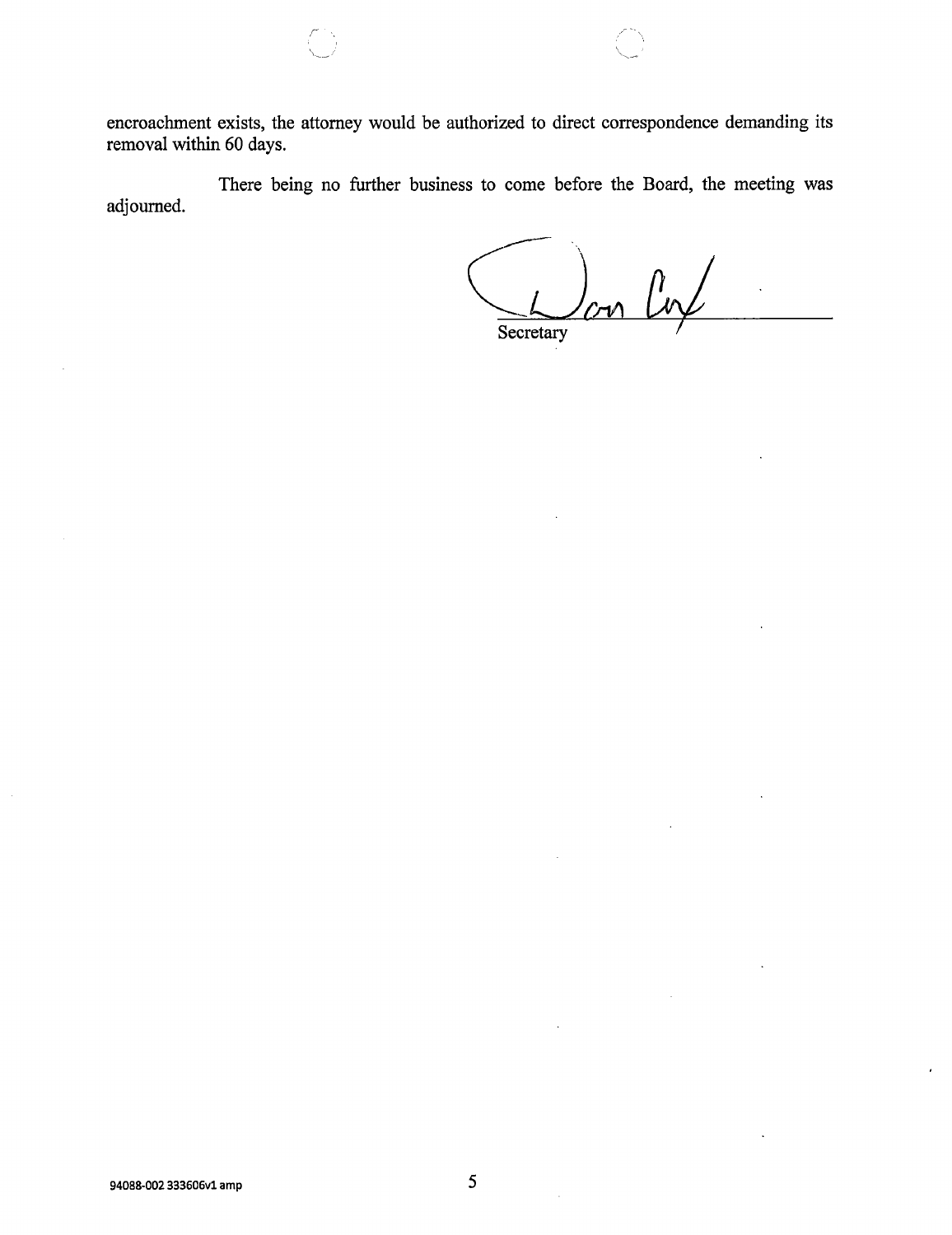encroachment exists, the attorney would be authorized to direct correspondence demanding its removal within 60 days.

There being no further business to come before the Board, the meeting was adjourned.

Secretary

94088-002 333606v1 amp